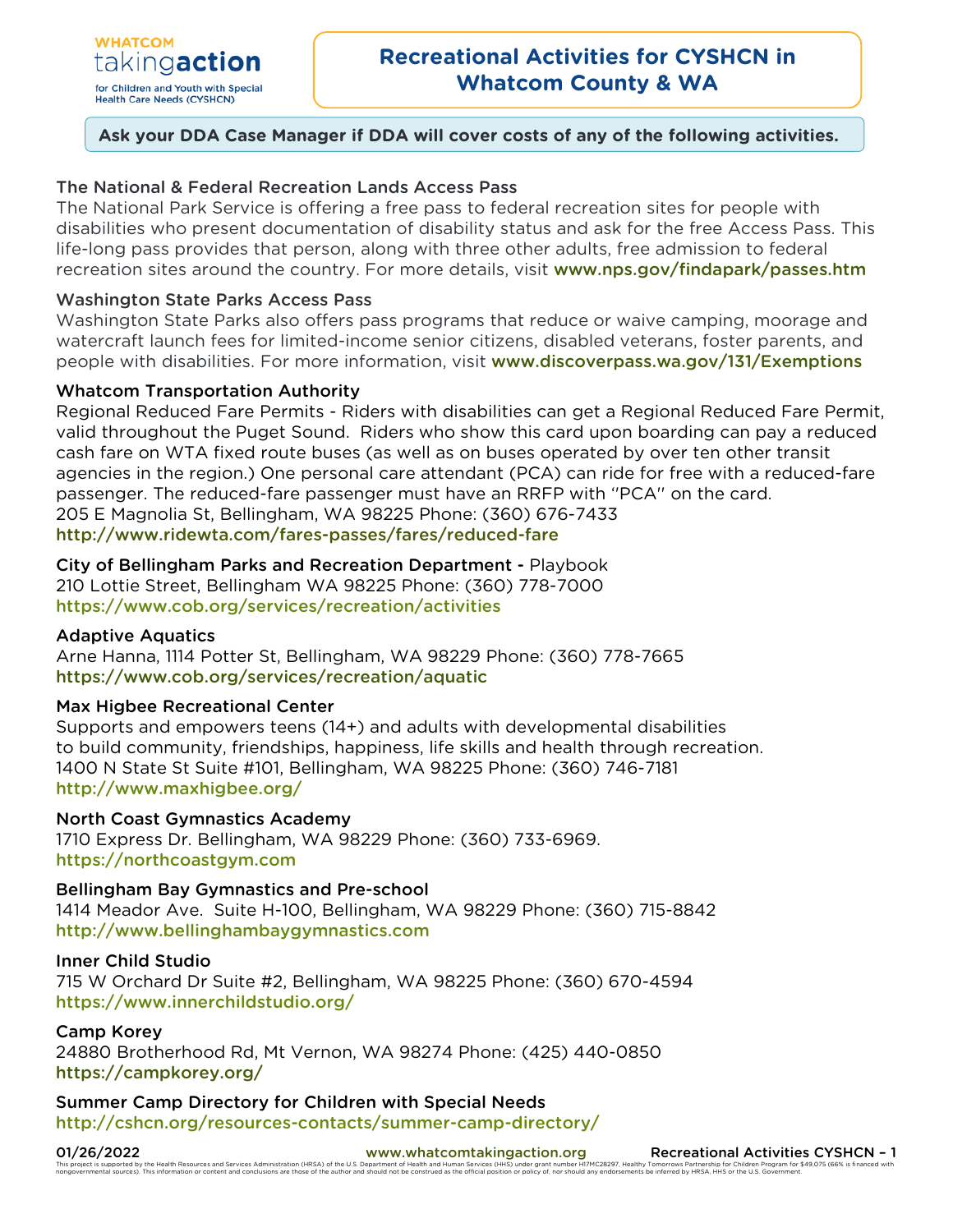WHATCOM
taking**action**
for Children and Youth with Special Health Care Needs (CYSHCN)

# Recreational Activities for CYSHCN in Whatcom County & WA

**Ask your DDA Case Manager if DDA will cover costs of any of the following activities.**

### The National & Federal Recreation Lands Access Pass

The National Park Service is offering a free pass to federal recreation sites for people with disabilities who present documentation of disability status and ask for the free Access Pass. This life-long pass provides that person, along with three other adults, free admission to federal recreation sites around the country. For more details, visit **www.nps.gov/findapark/passes.htm**

### Washington State Parks Access Pass

Washington State Parks also offers pass programs that reduce or waive camping, moorage and watercraft launch fees for limited-income senior citizens, disabled veterans, foster parents, and people with disabilities. For more information, visit **www.discoverpass.wa.gov/131/Exemptions**

### Whatcom Transportation Authority

Regional Reduced Fare Permits - Riders with disabilities can get a Regional Reduced Fare Permit, valid throughout the Puget Sound. Riders who show this card upon boarding can pay a reduced cash fare on WTA fixed route buses (as well as on buses operated by over ten other transit agencies in the region.) One personal care attendant (PCA) can ride for free with a reduced-fare passenger. The reduced-fare passenger must have an RRFP with "PCA" on the card.
205 E Magnolia St, Bellingham, WA 98225 Phone: (360) 676-7433
**http://www.ridewta.com/fares-passes/fares/reduced-fare**

### City of Bellingham Parks and Recreation Department - Playbook

210 Lottie Street, Bellingham WA 98225 Phone: (360) 778-7000
**https://www.cob.org/services/recreation/activities**

### Adaptive Aquatics

Arne Hanna, 1114 Potter St, Bellingham, WA 98229 Phone: (360) 778-7665
**https://www.cob.org/services/recreation/aquatic**

### Max Higbee Recreational Center

Supports and empowers teens (14+) and adults with developmental disabilities to build community, friendships, happiness, life skills and health through recreation.
1400 N State St Suite #101, Bellingham, WA 98225 Phone: (360) 746-7181
**http://www.maxhigbee.org/**

### North Coast Gymnastics Academy

1710 Express Dr. Bellingham, WA 98229 Phone: (360) 733-6969.
**https://northcoastgym.com**

### Bellingham Bay Gymnastics and Pre-school

1414 Meador Ave. Suite H-100, Bellingham, WA 98229 Phone: (360) 715-8842
**http://www.bellinghambaygymnastics.com**

### Inner Child Studio

715 W Orchard Dr Suite #2, Bellingham, WA 98225 Phone: (360) 670-4594
**https://www.innerchildstudio.org/**

### Camp Korey

24880 Brotherhood Rd, Mt Vernon, WA 98274 Phone: (425) 440-0850
**https://campkorey.org/**

### Summer Camp Directory for Children with Special Needs

**http://cshcn.org/resources-contacts/summer-camp-directory/**

This project is supported by the Health Resources and Services Administration (HRSA) of the U.S. Department of Health and Human Services (HHS) under grant number H17MC28297, Healthy Tomorrows Partnership for Children Program for $49,075 (66% is financed with nongovernmental sources). This information or content and conclusions are those of the author and should not be construed as the official position or policy of, nor should any endorsements be inferred by HRSA, HHS or the U.S. Government.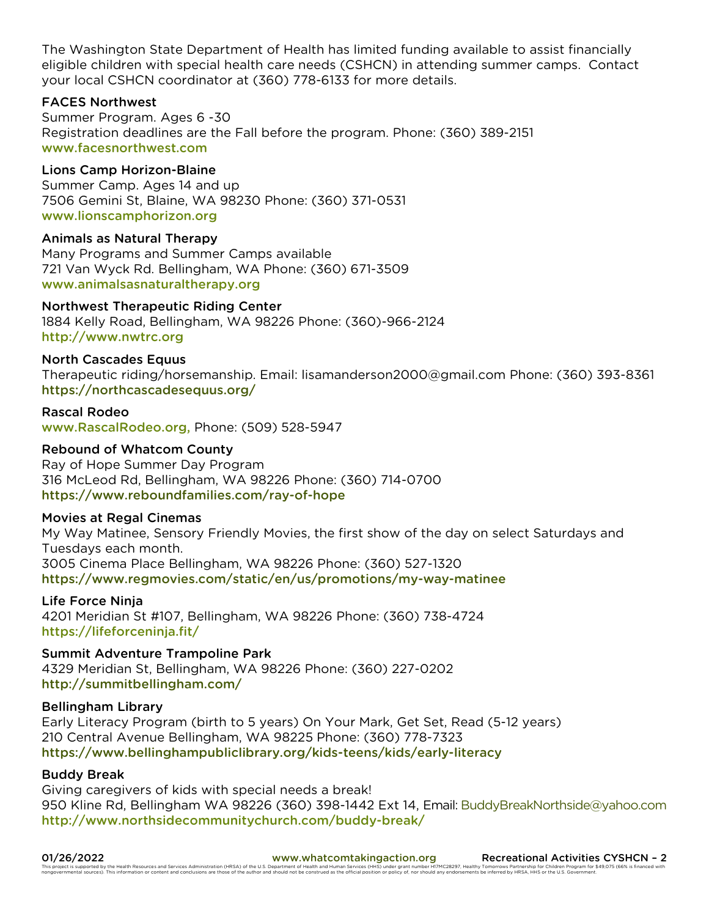The Washington State Department of Health has limited funding available to assist financially eligible children with special health care needs (CSHCN) in attending summer camps. Contact your local CSHCN coordinator at (360) 778-6133 for more details.

### FACES Northwest

Summer Program. Ages 6 -30
Registration deadlines are the Fall before the program. Phone: (360) 389-2151
www.facesnorthwest.com

### Lions Camp Horizon-Blaine

Summer Camp. Ages 14 and up
7506 Gemini St, Blaine, WA 98230 Phone: (360) 371-0531
www.lionscamphorizon.org

### Animals as Natural Therapy

Many Programs and Summer Camps available
721 Van Wyck Rd. Bellingham, WA Phone: (360) 671-3509
www.animalsasnaturaltherapy.org

### Northwest Therapeutic Riding Center

1884 Kelly Road, Bellingham, WA 98226 Phone: (360)-966-2124
http://www.nwtrc.org

### North Cascades Equus

Therapeutic riding/horsemanship. Email: lisamanderson2000@gmail.com Phone: (360) 393-8361
https://northcascadesequus.org/

### Rascal Rodeo

www.RascalRodeo.org, Phone: (509) 528-5947

### Rebound of Whatcom County

Ray of Hope Summer Day Program
316 McLeod Rd, Bellingham, WA 98226 Phone: (360) 714-0700
https://www.reboundfamilies.com/ray-of-hope

### Movies at Regal Cinemas

My Way Matinee, Sensory Friendly Movies, the first show of the day on select Saturdays and Tuesdays each month.
3005 Cinema Place Bellingham, WA 98226 Phone: (360) 527-1320
https://www.regmovies.com/static/en/us/promotions/my-way-matinee

### Life Force Ninja

4201 Meridian St #107, Bellingham, WA 98226 Phone: (360) 738-4724
https://lifeforceninja.fit/

### Summit Adventure Trampoline Park

4329 Meridian St, Bellingham, WA 98226 Phone: (360) 227-0202
http://summitbellingham.com/

### Bellingham Library

Early Literacy Program (birth to 5 years) On Your Mark, Get Set, Read (5-12 years)
210 Central Avenue Bellingham, WA 98225 Phone: (360) 778-7323
https://www.bellinghampubliclibrary.org/kids-teens/kids/early-literacy

### Buddy Break

Giving caregivers of kids with special needs a break!
950 Kline Rd, Bellingham WA 98226 (360) 398-1442 Ext 14, Email: BuddyBreakNorthside@yahoo.com
http://www.northsidecommunitychurch.com/buddy-break/

This project is supported by the Health Resources and Services Administration (HRSA) of the U.S. Department of Health and Human Services (HHS) under grant number H17MC28297, Healthy Tomorrows Partnership for Children Program for $49,075 (66% is financed with nongovernmental sources). This information or content and conclusions are those of the author and should not be construed as the official position or policy of, nor should any endorsements be inferred by HRSA, HHS or the U.S. Government.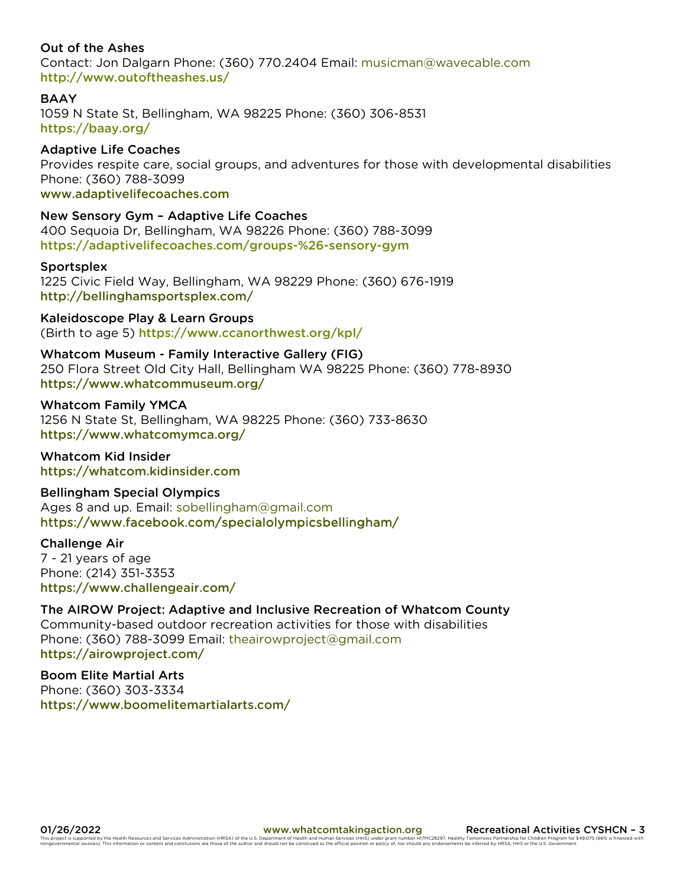**Out of the Ashes**
Contact: Jon Dalgarn Phone: (360) 770.2404 Email: musicman@wavecable.com
http://www.outoftheashes.us/

**BAAY**
1059 N State St, Bellingham, WA 98225 Phone: (360) 306-8531
https://baay.org/

**Adaptive Life Coaches**
Provides respite care, social groups, and adventures for those with developmental disabilities
Phone: (360) 788-3099
www.adaptivelifecoaches.com

**New Sensory Gym – Adaptive Life Coaches**
400 Sequoia Dr, Bellingham, WA 98226 Phone: (360) 788-3099
https://adaptivelifecoaches.com/groups-%26-sensory-gym

**Sportsplex**
1225 Civic Field Way, Bellingham, WA 98229 Phone: (360) 676-1919
http://bellinghamsportsplex.com/

**Kaleidoscope Play & Learn Groups**
(Birth to age 5) https://www.ccanorthwest.org/kpl/

**Whatcom Museum - Family Interactive Gallery (FIG)**
250 Flora Street Old City Hall, Bellingham WA 98225 Phone: (360) 778-8930
https://www.whatcommuseum.org/

**Whatcom Family YMCA**
1256 N State St, Bellingham, WA 98225 Phone: (360) 733-8630
https://www.whatcomymca.org/

**Whatcom Kid Insider**
https://whatcom.kidinsider.com

**Bellingham Special Olympics**
Ages 8 and up. Email: sobellingham@gmail.com
https://www.facebook.com/specialolympicsbellingham/

**Challenge Air**
7 - 21 years of age
Phone: (214) 351-3353
https://www.challengeair.com/

**The AIROW Project: Adaptive and Inclusive Recreation of Whatcom County**
Community-based outdoor recreation activities for those with disabilities
Phone: (360) 788-3099 Email: theairowproject@gmail.com
https://airowproject.com/

**Boom Elite Martial Arts**
Phone: (360) 303-3334
https://www.boomelitemartialarts.com/

This project is supported by the Health Resources and Services Administration (HRSA) of the U.S. Department of Health and Human Services (HHS) under grant number H17MC28297, Healthy Tomorrows Partnership for Children Program for $49,075 (66% is financed with nongovernmental sources). This information or content and conclusions are those of the author and should not be construed as the official position or policy of, nor should any endorsements be inferred by HRSA, HHS or the U.S. Government.